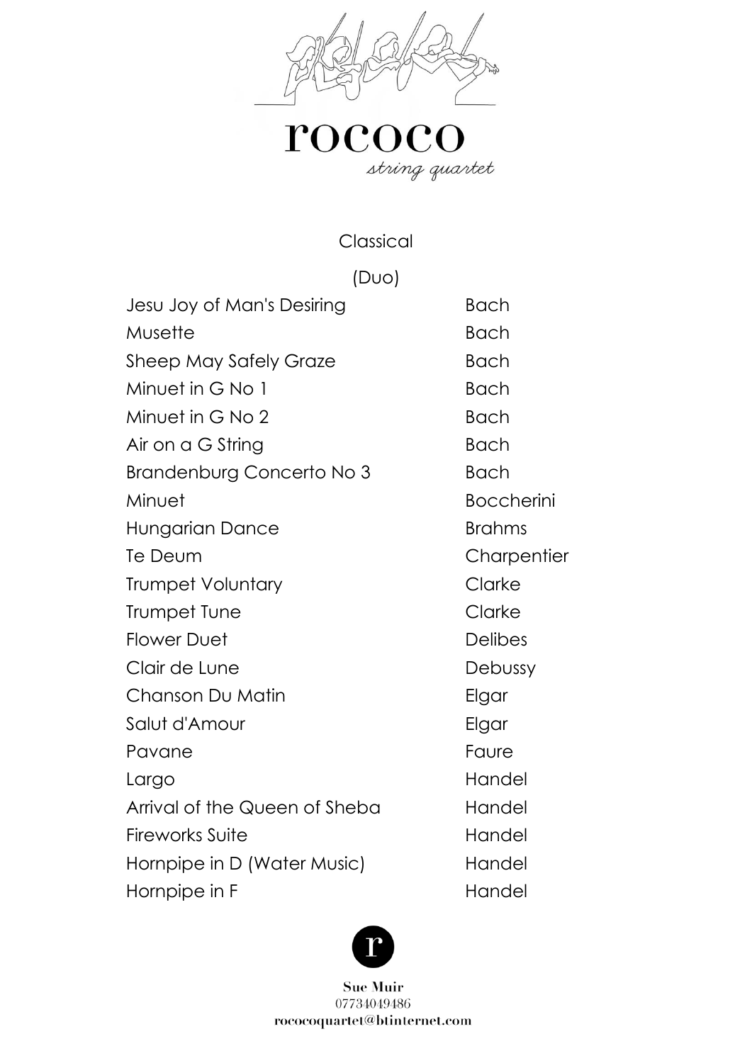# rococo

*string quartet*

## Classical

### (Duo)

| | |
|---|---|
| Jesu Joy of Man's Desiring | Bach |
| Musette | Bach |
| Sheep May Safely Graze | Bach |
| Minuet in G No 1 | Bach |
| Minuet in G No 2 | Bach |
| Air on a G String | Bach |
| Brandenburg Concerto No 3 | Bach |
| Minuet | Boccherini |
| Hungarian Dance | Brahms |
| Te Deum | Charpentier |
| Trumpet Voluntary | Clarke |
| Trumpet Tune | Clarke |
| Flower Duet | Delibes |
| Clair de Lune | Debussy |
| Chanson Du Matin | Elgar |
| Salut d'Amour | Elgar |
| Pavane | Faure |
| Largo | Handel |
| Arrival of the Queen of Sheba | Handel |
| Fireworks Suite | Handel |
| Hornpipe in D (Water Music) | Handel |
| Hornpipe in F | Handel |

**Sue Muir**
07734049486
**rococoquartet@btinternet.com**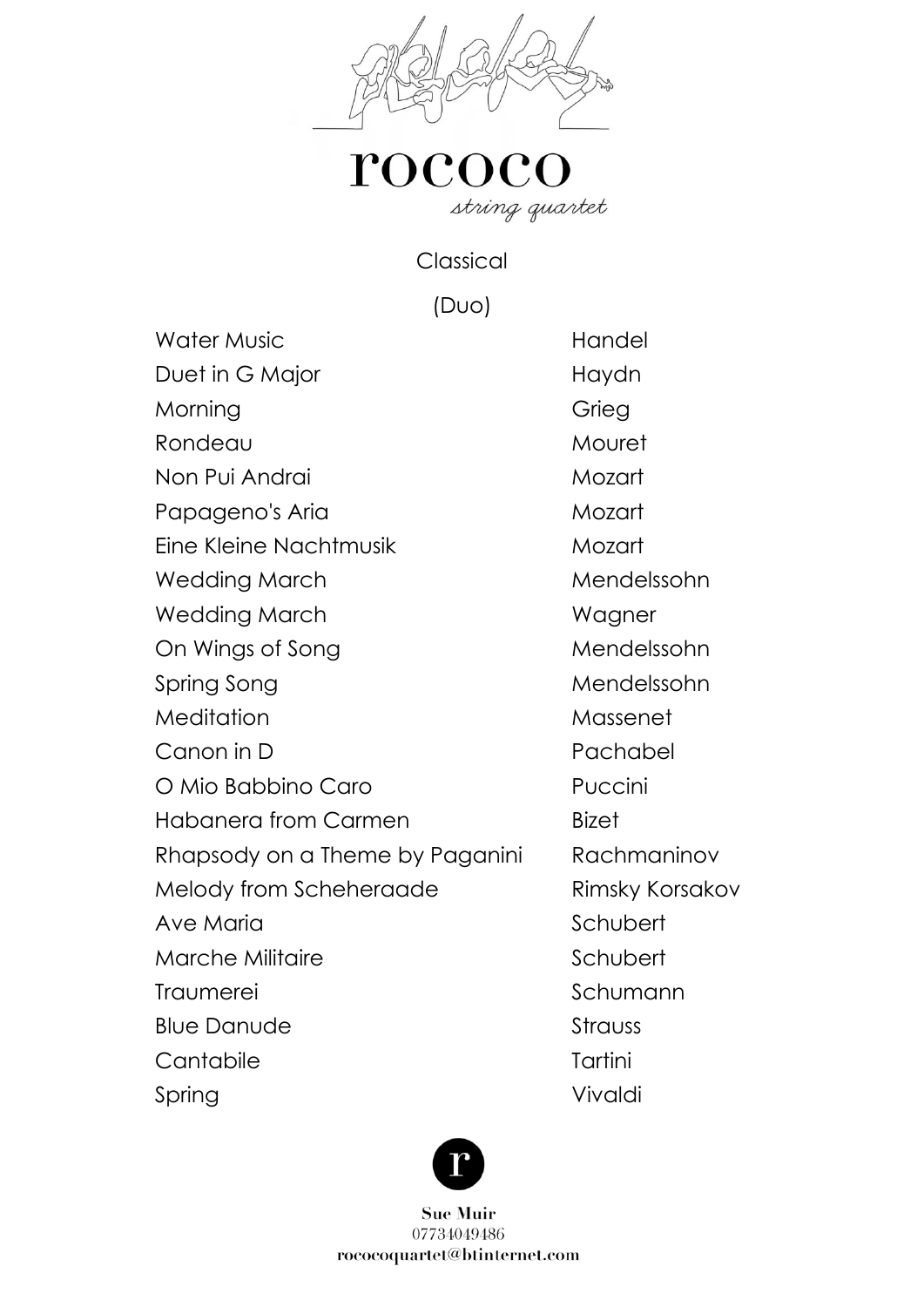# rococo

*string quartet*

## Classical

### (Duo)

| | |
|---|---|
| Water Music | Handel |
| Duet in G Major | Haydn |
| Morning | Grieg |
| Rondeau | Mouret |
| Non Pui Andrai | Mozart |
| Papageno's Aria | Mozart |
| Eine Kleine Nachtmusik | Mozart |
| Wedding March | Mendelssohn |
| Wedding March | Wagner |
| On Wings of Song | Mendelssohn |
| Spring Song | Mendelssohn |
| Meditation | Massenet |
| Canon in D | Pachabel |
| O Mio Babbino Caro | Puccini |
| Habanera from Carmen | Bizet |
| Rhapsody on a Theme by Paganini | Rachmaninov |
| Melody from Scheheraade | Rimsky Korsakov |
| Ave Maria | Schubert |
| Marche Militaire | Schubert |
| Traumerei | Schumann |
| Blue Danude | Strauss |
| Cantabile | Tartini |
| Spring | Vivaldi |

**Sue Muir**
07734049486
**rococoquartet@btinternet.com**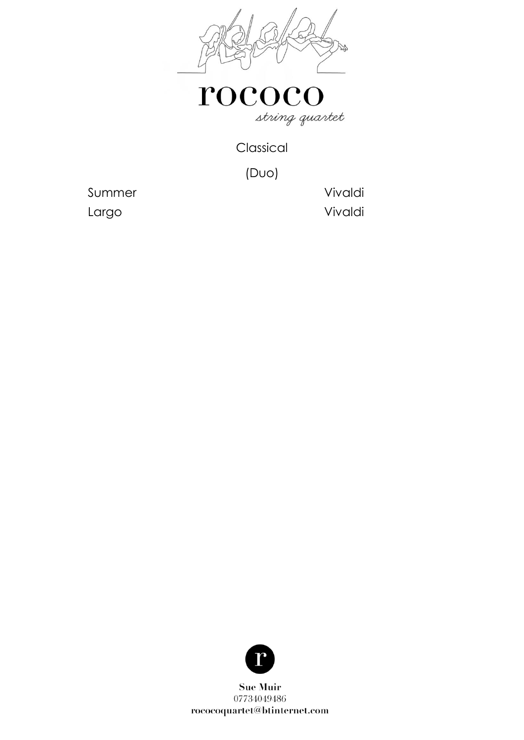# rococo

*string quartet*

## Classical

### (Duo)

| | |
|---|---|
| Summer | Vivaldi |
| Largo | Vivaldi |

**Sue Muir**
07734049486
**rococoquartet@btinternet.com**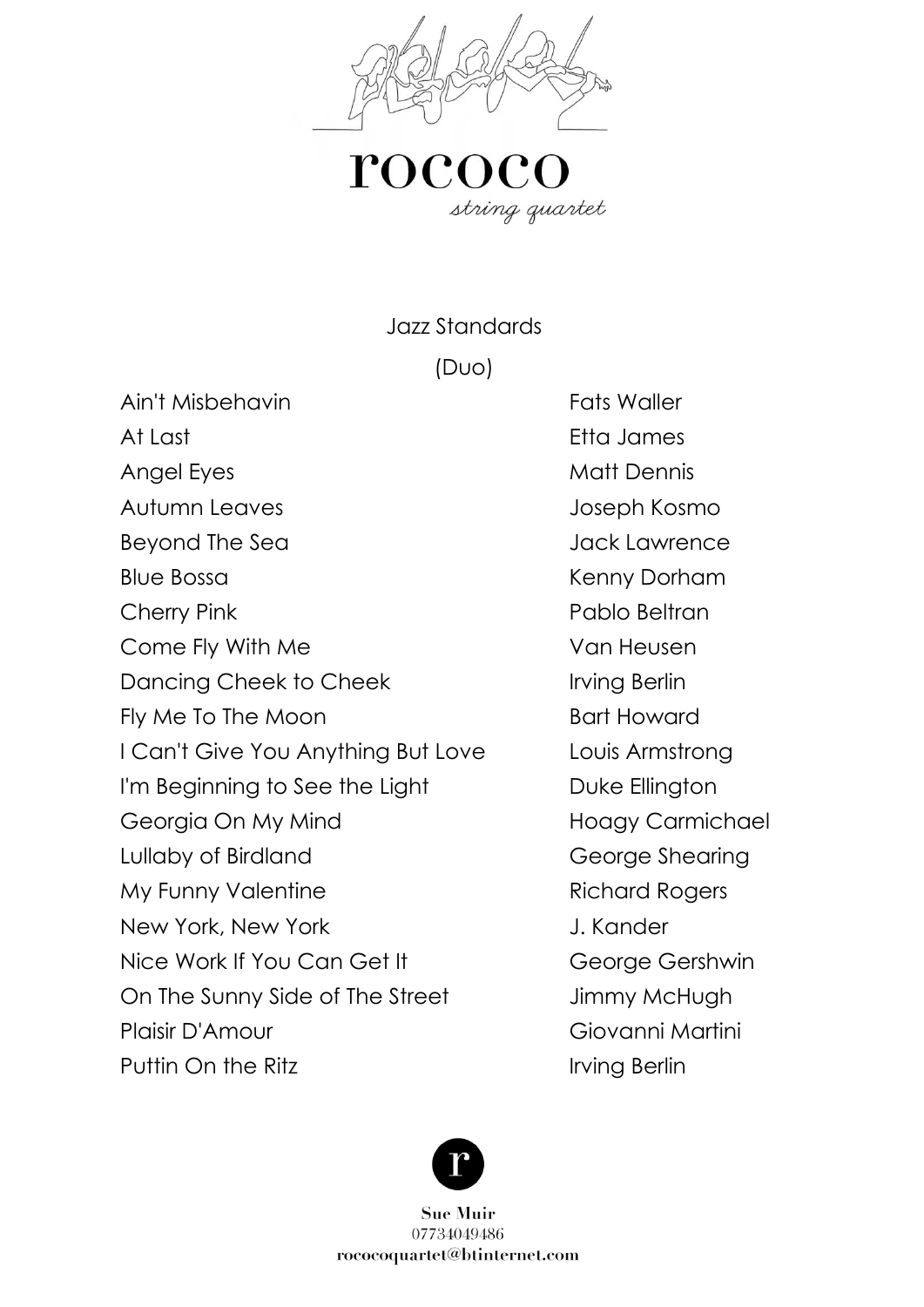# rococo

*string quartet*

Jazz Standards

(Duo)

| Song | Composer |
| --- | --- |
| Ain't Misbehavin | Fats Waller |
| At Last | Etta James |
| Angel Eyes | Matt Dennis |
| Autumn Leaves | Joseph Kosmo |
| Beyond The Sea | Jack Lawrence |
| Blue Bossa | Kenny Dorham |
| Cherry Pink | Pablo Beltran |
| Come Fly With Me | Van Heusen |
| Dancing Cheek to Cheek | Irving Berlin |
| Fly Me To The Moon | Bart Howard |
| I Can't Give You Anything But Love | Louis Armstrong |
| I'm Beginning to See the Light | Duke Ellington |
| Georgia On My Mind | Hoagy Carmichael |
| Lullaby of Birdland | George Shearing |
| My Funny Valentine | Richard Rogers |
| New York, New York | J. Kander |
| Nice Work If You Can Get It | George Gershwin |
| On The Sunny Side of The Street | Jimmy McHugh |
| Plaisir D'Amour | Giovanni Martini |
| Puttin On the Ritz | Irving Berlin |

**Sue Muir**
07734049486
**rococoquartet@btinternet.com**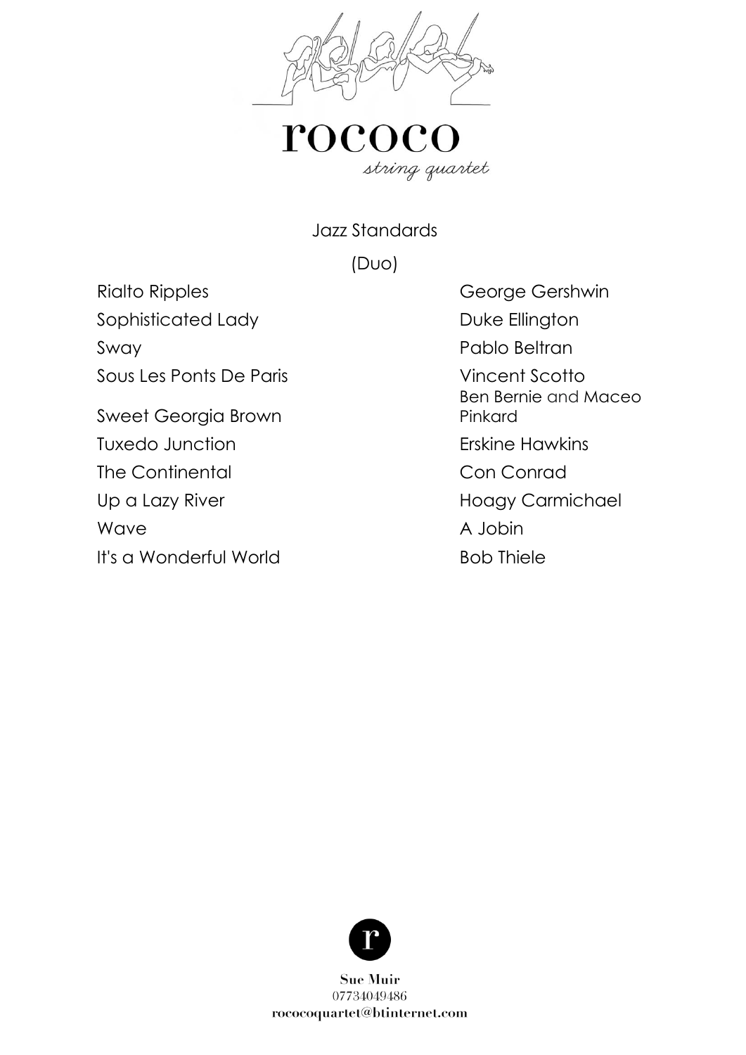# rococo

*string quartet*

## Jazz Standards

(Duo)

| Song | Composer |
| --- | --- |
| Rialto Ripples | George Gershwin |
| Sophisticated Lady | Duke Ellington |
| Sway | Pablo Beltran |
| Sous Les Ponts De Paris | Vincent Scotto |
| Sweet Georgia Brown | Ben Bernie and Maceo Pinkard |
| Tuxedo Junction | Erskine Hawkins |
| The Continental | Con Conrad |
| Up a Lazy River | Hoagy Carmichael |
| Wave | A Jobin |
| It's a Wonderful World | Bob Thiele |

**Sue Muir**
07734049486
**rococoquartet@btinternet.com**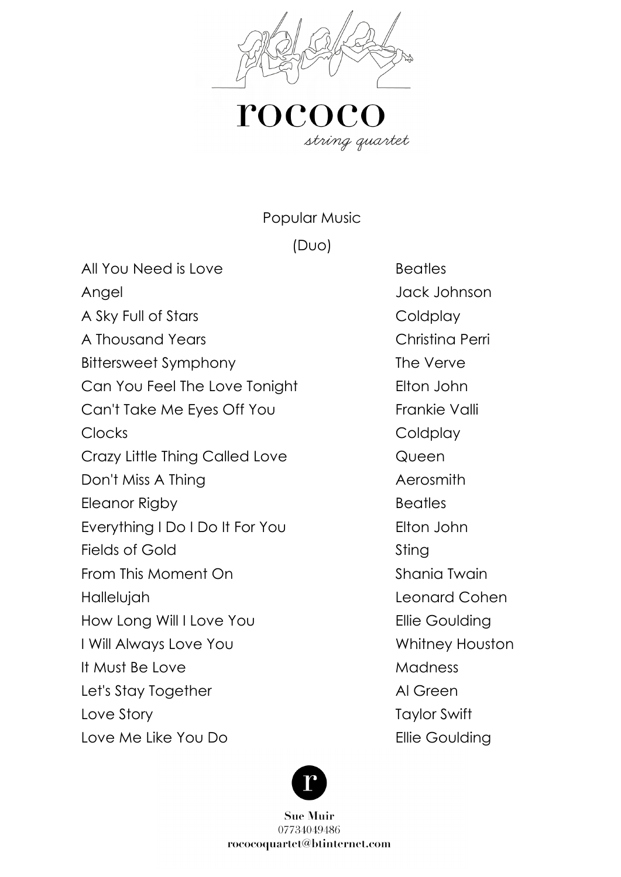# rococo

*string quartet*

## Popular Music

(Duo)

| Song | Artist |
| --- | --- |
| All You Need is Love | Beatles |
| Angel | Jack Johnson |
| A Sky Full of Stars | Coldplay |
| A Thousand Years | Christina Perri |
| Bittersweet Symphony | The Verve |
| Can You Feel The Love Tonight | Elton John |
| Can't Take Me Eyes Off You | Frankie Valli |
| Clocks | Coldplay |
| Crazy Little Thing Called Love | Queen |
| Don't Miss A Thing | Aerosmith |
| Eleanor Rigby | Beatles |
| Everything I Do I Do It For You | Elton John |
| Fields of Gold | Sting |
| From This Moment On | Shania Twain |
| Hallelujah | Leonard Cohen |
| How Long Will I Love You | Ellie Goulding |
| I Will Always Love You | Whitney Houston |
| It Must Be Love | Madness |
| Let's Stay Together | Al Green |
| Love Story | Taylor Swift |
| Love Me Like You Do | Ellie Goulding |

**Sue Muir**
07734049486
**rococoquartet@btinternet.com**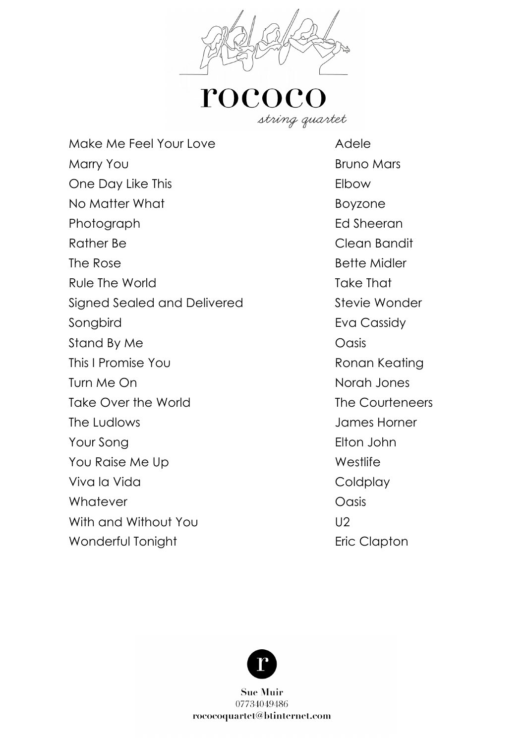# rococo

*string quartet*

| Song | Artist |
| --- | --- |
| Make Me Feel Your Love | Adele |
| Marry You | Bruno Mars |
| One Day Like This | Elbow |
| No Matter What | Boyzone |
| Photograph | Ed Sheeran |
| Rather Be | Clean Bandit |
| The Rose | Bette Midler |
| Rule The World | Take That |
| Signed Sealed and Delivered | Stevie Wonder |
| Songbird | Eva Cassidy |
| Stand By Me | Oasis |
| This I Promise You | Ronan Keating |
| Turn Me On | Norah Jones |
| Take Over the World | The Courteneers |
| The Ludlows | James Horner |
| Your Song | Elton John |
| You Raise Me Up | Westlife |
| Viva la Vida | Coldplay |
| Whatever | Oasis |
| With and Without You | U2 |
| Wonderful Tonight | Eric Clapton |

**Sue Muir**
07734049486
**rococoquartet@btinternet.com**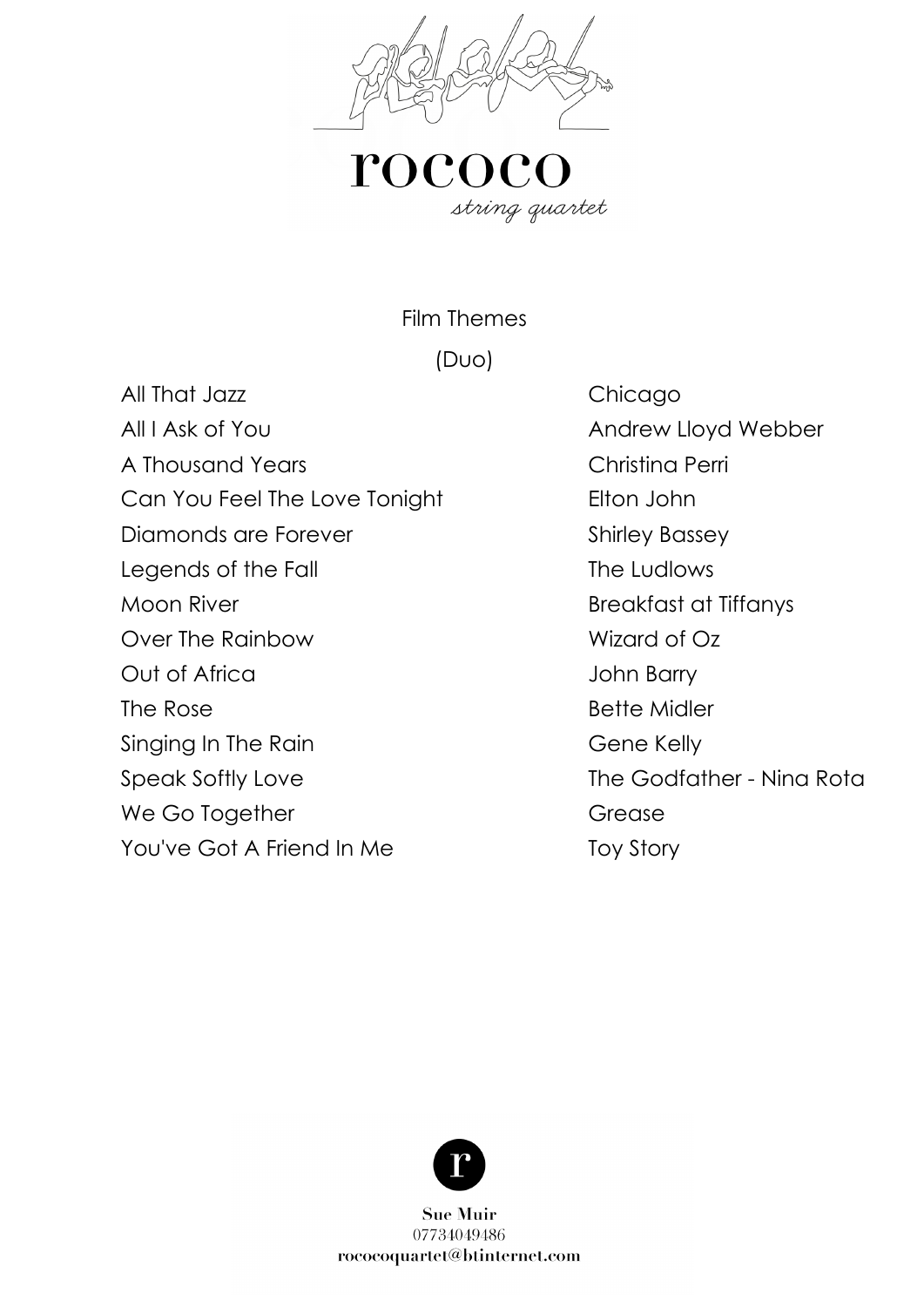rococo

*string quartet*

Film Themes

(Duo)

| | |
|---|---|
| All That Jazz | Chicago |
| All I Ask of You | Andrew Lloyd Webber |
| A Thousand Years | Christina Perri |
| Can You Feel The Love Tonight | Elton John |
| Diamonds are Forever | Shirley Bassey |
| Legends of the Fall | The Ludlows |
| Moon River | Breakfast at Tiffanys |
| Over The Rainbow | Wizard of Oz |
| Out of Africa | John Barry |
| The Rose | Bette Midler |
| Singing In The Rain | Gene Kelly |
| Speak Softly Love | The Godfather - Nina Rota |
| We Go Together | Grease |
| You've Got A Friend In Me | Toy Story |

**Sue Muir**
07734049486
**rococoquartet@btinternet.com**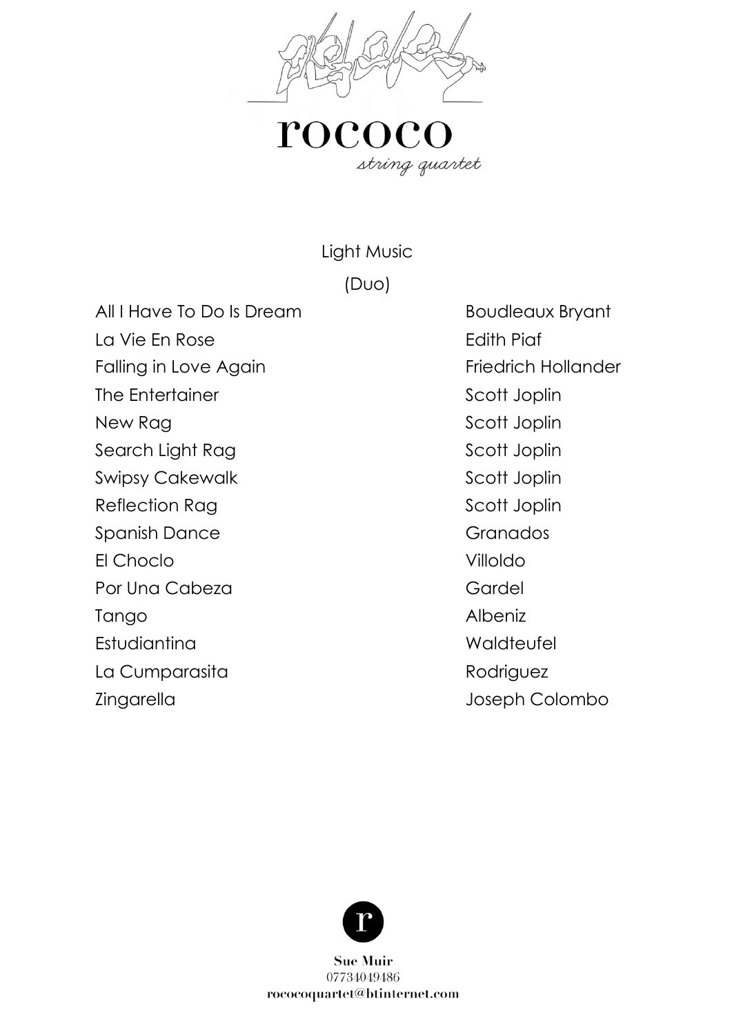# rococo

*string quartet*

## Light Music

### (Duo)

| | |
|---|---|
| All I Have To Do Is Dream | Boudleaux Bryant |
| La Vie En Rose | Edith Piaf |
| Falling in Love Again | Friedrich Hollander |
| The Entertainer | Scott Joplin |
| New Rag | Scott Joplin |
| Search Light Rag | Scott Joplin |
| Swipsy Cakewalk | Scott Joplin |
| Reflection Rag | Scott Joplin |
| Spanish Dance | Granados |
| El Choclo | Villoldo |
| Por Una Cabeza | Gardel |
| Tango | Albeniz |
| Estudiantina | Waldteufel |
| La Cumparasita | Rodriguez |
| Zingarella | Joseph Colombo |

**Sue Muir**
07734049486
**rococoquartet@btinternet.com**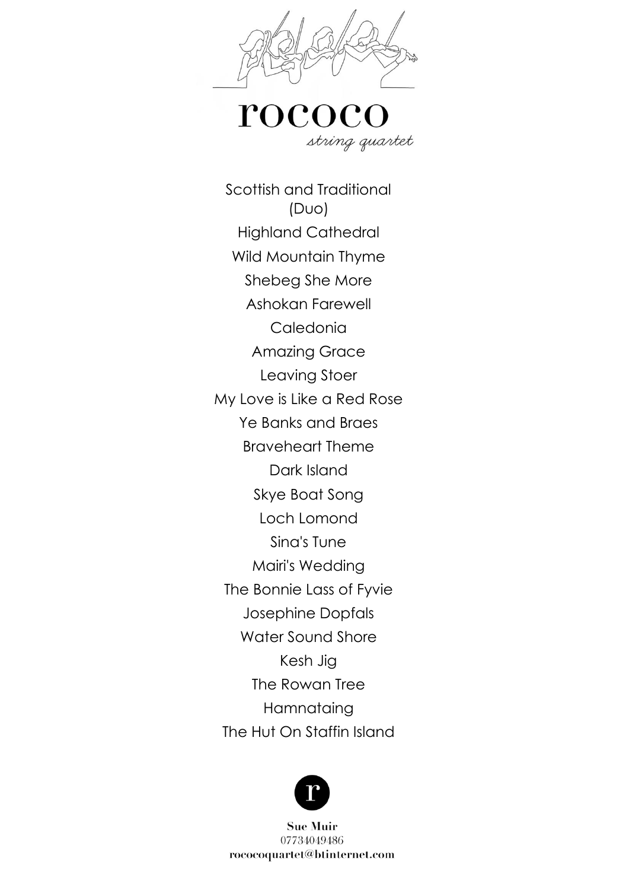rococo

*string quartet*

## Scottish and Traditional (Duo)

Highland Cathedral

Wild Mountain Thyme

Shebeg She More

Ashokan Farewell

Caledonia

Amazing Grace

Leaving Stoer

My Love is Like a Red Rose

Ye Banks and Braes

Braveheart Theme

Dark Island

Skye Boat Song

Loch Lomond

Sina's Tune

Mairi's Wedding

The Bonnie Lass of Fyvie

Josephine Dopfals

Water Sound Shore

Kesh Jig

The Rowan Tree

Hamnataing

The Hut On Staffin Island

r

**Sue Muir**
07734049486
**rococoquartet@btinternet.com**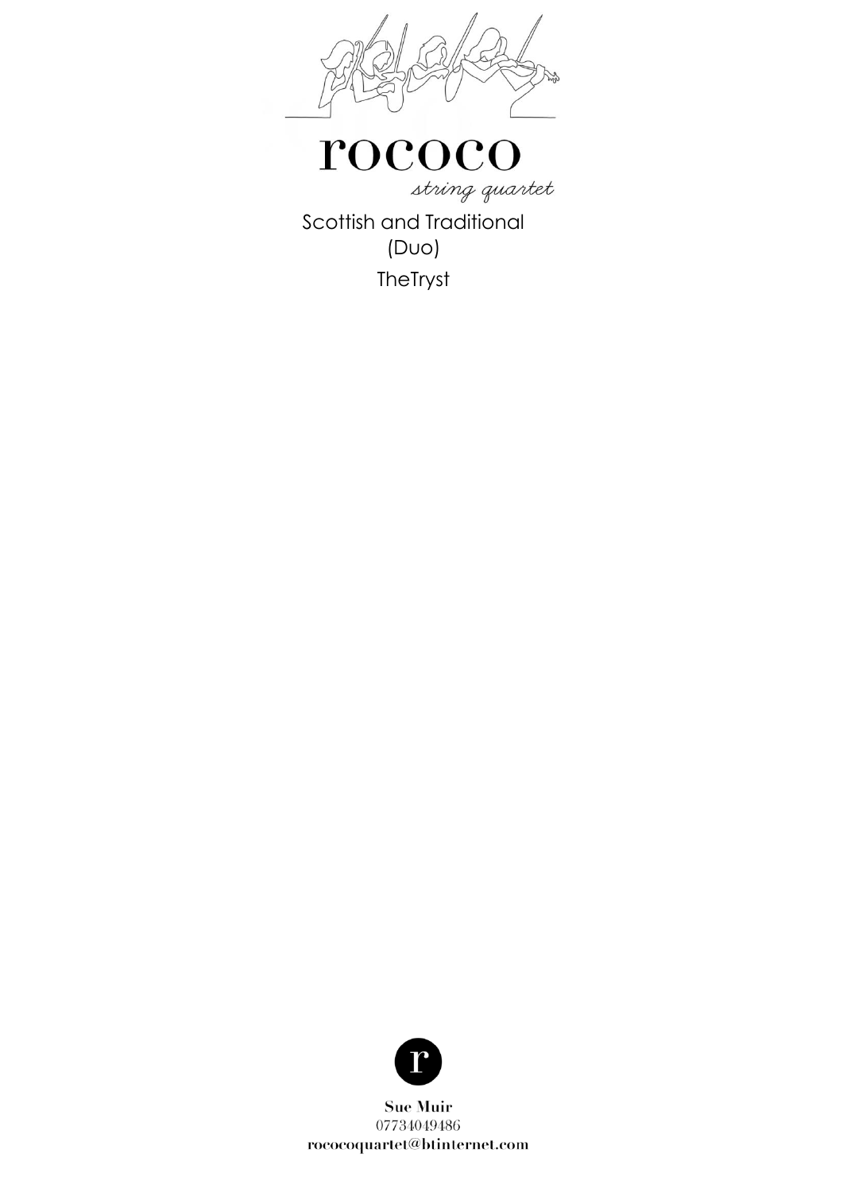# rococo

*string quartet*

Scottish and Traditional
(Duo)

TheTryst

r

**Sue Muir**
07734049486
**rococoquartet@btinternet.com**